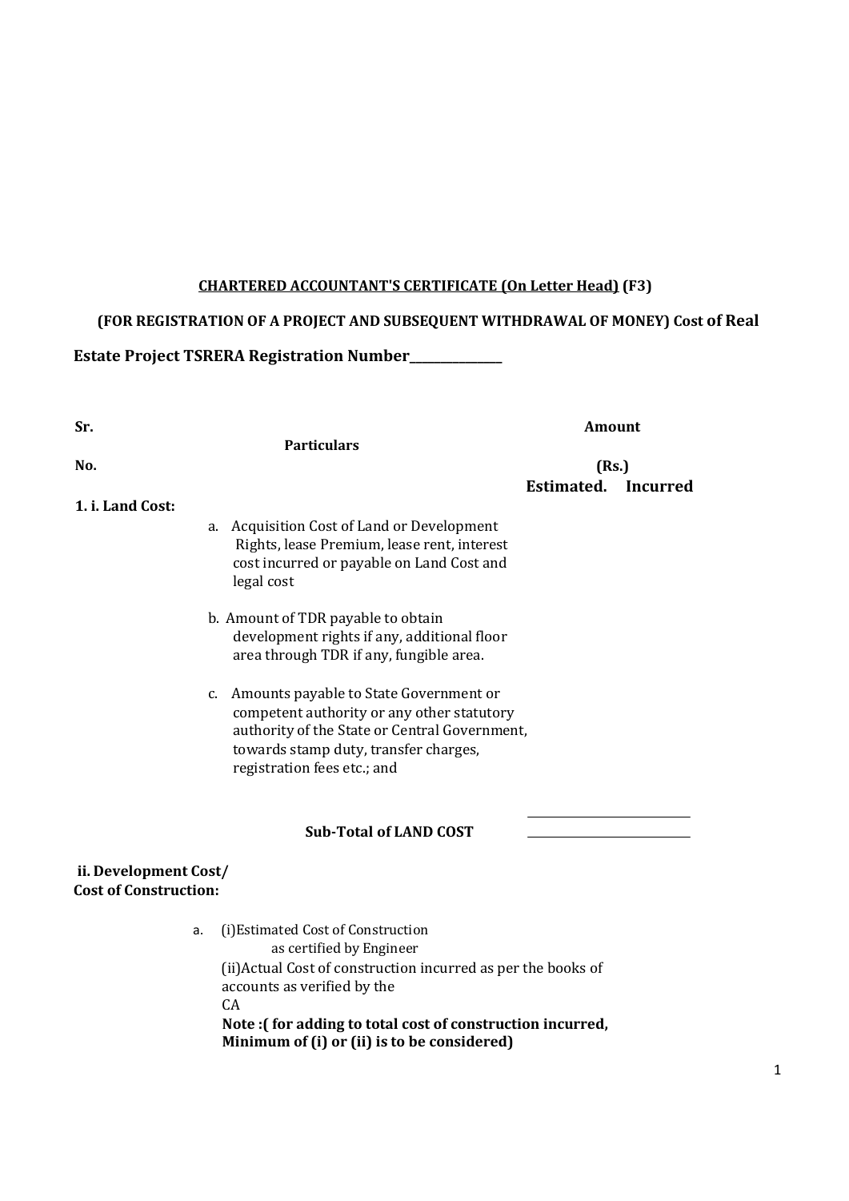**<u>CHARTERED ACCOUNTANT'S CERTIFICATE (On Letter Head)</u> (F3)**

**(FOR REGISTRATION OF A PROJECT AND SUBSEQUENT WITHDRAWAL OF MONEY) Cost of Real Estate Project TSRERA Registration Number\_\_\_\_\_\_\_\_\_\_\_\_\_\_\_**

| Sr. No. | Particulars | Amount (Rs.) Estimated. | Incurred |
|---|---|---|---|
| **1. i. Land Cost:** | | | |
| | a. Acquisition Cost of Land or Development Rights, lease Premium, lease rent, interest cost incurred or payable on Land Cost and legal cost | | |
| | b. Amount of TDR payable to obtain development rights if any, additional floor area through TDR if any, fungible area. | | |
| | c. Amounts payable to State Government or competent authority or any other statutory authority of the State or Central Government, towards stamp duty, transfer charges, registration fees etc.; and | | |
| | **Sub-Total of LAND COST** | | |
| **ii. Development Cost/ Cost of Construction:** | | | |
| | a. (i)Estimated Cost of Construction as certified by Engineer<br>(ii)Actual Cost of construction incurred as per the books of accounts as verified by the CA<br>**Note :( for adding to total cost of construction incurred, Minimum of (i) or (ii) is to be considered)** | | |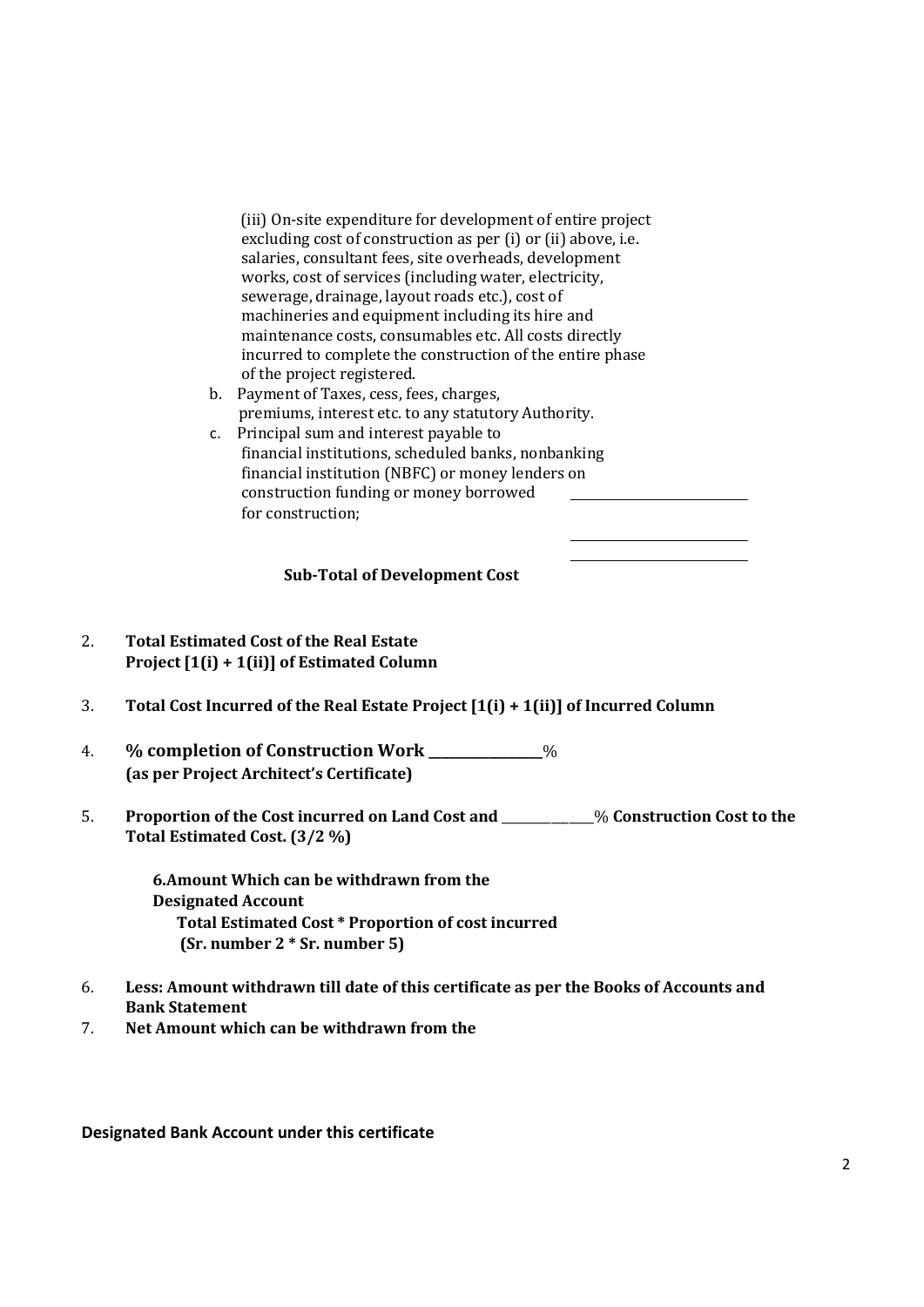(iii) On-site expenditure for development of entire project excluding cost of construction as per (i) or (ii) above, i.e. salaries, consultant fees, site overheads, development works, cost of services (including water, electricity, sewerage, drainage, layout roads etc.), cost of machineries and equipment including its hire and maintenance costs, consumables etc. All costs directly incurred to complete the construction of the entire phase of the project registered.

b. Payment of Taxes, cess, fees, charges, premiums, interest etc. to any statutory Authority.

c. Principal sum and interest payable to financial institutions, scheduled banks, nonbanking financial institution (NBFC) or money lenders on construction funding or money borrowed for construction; ____________________

____________________

____________________

**Sub-Total of Development Cost**

2. **Total Estimated Cost of the Real Estate Project [1(i) + 1(ii)] of Estimated Column**

3. **Total Cost Incurred of the Real Estate Project [1(i) + 1(ii)] of Incurred Column**

4. **% completion of Construction Work ____________**%
   **(as per Project Architect's Certificate)**

5. **Proportion of the Cost incurred on Land Cost and __________**% **Construction Cost to the Total Estimated Cost. (3/2 %)**

   **6.Amount Which can be withdrawn from the Designated Account**
   **Total Estimated Cost * Proportion of cost incurred**
   **(Sr. number 2 * Sr. number 5)**

6. **Less: Amount withdrawn till date of this certificate as per the Books of Accounts and Bank Statement**

7. **Net Amount which can be withdrawn from the**

**Designated Bank Account under this certificate**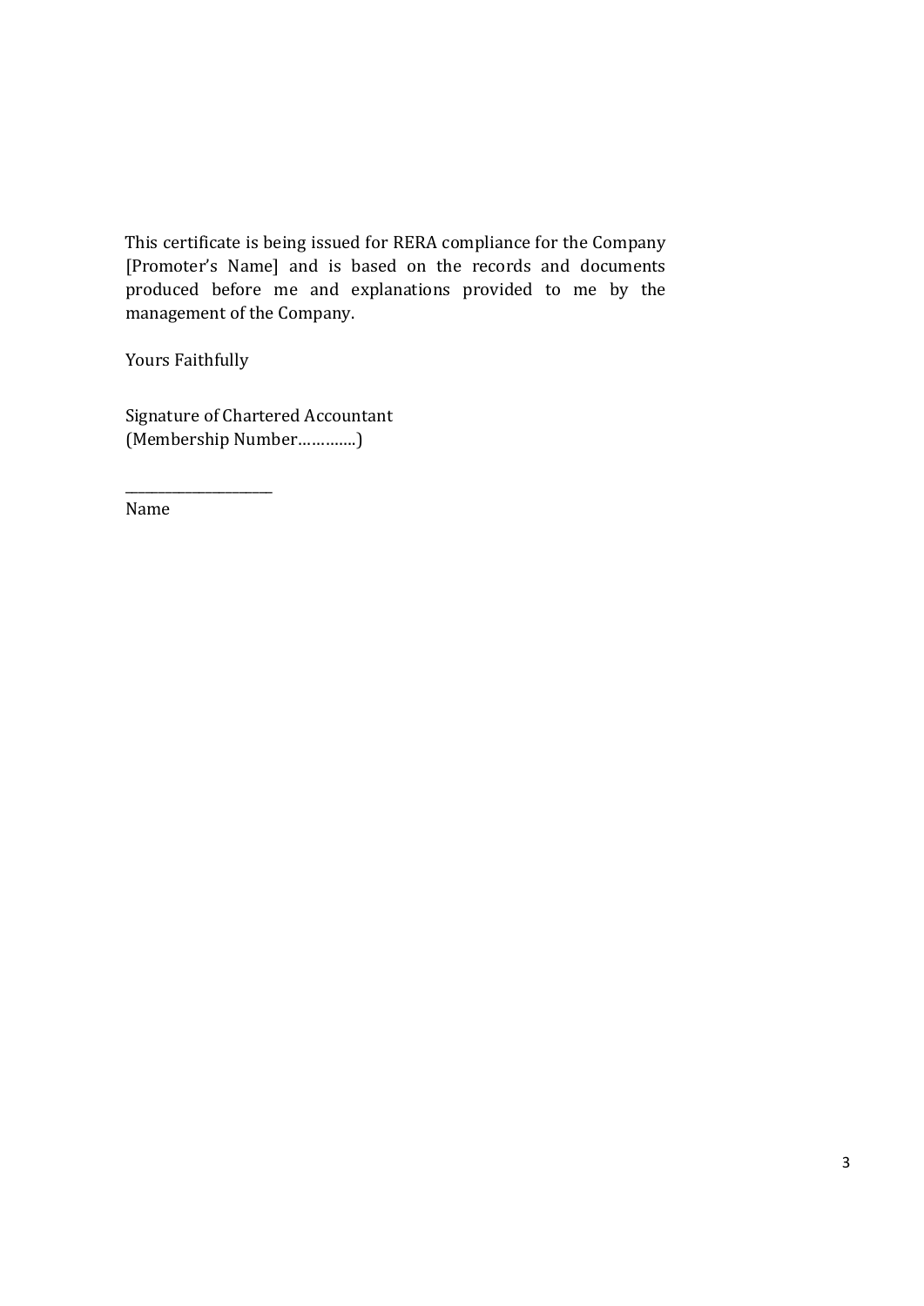This certificate is being issued for RERA compliance for the Company [Promoter's Name] and is based on the records and documents produced before me and explanations provided to me by the management of the Company.

Yours Faithfully

Signature of Chartered Accountant
(Membership Number………….)

_____________________
Name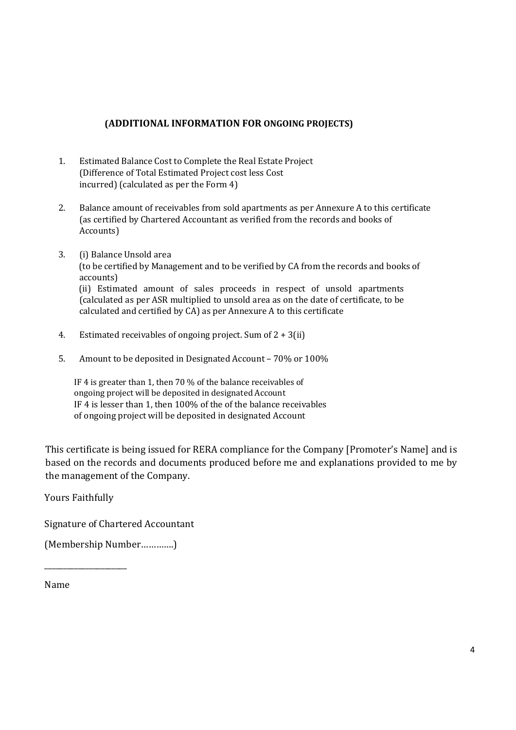**(ADDITIONAL INFORMATION FOR ONGOING PROJECTS)**

1. Estimated Balance Cost to Complete the Real Estate Project (Difference of Total Estimated Project cost less Cost incurred) (calculated as per the Form 4)

2. Balance amount of receivables from sold apartments as per Annexure A to this certificate (as certified by Chartered Accountant as verified from the records and books of Accounts)

3. (i) Balance Unsold area (to be certified by Management and to be verified by CA from the records and books of accounts)
   (ii) Estimated amount of sales proceeds in respect of unsold apartments (calculated as per ASR multiplied to unsold area as on the date of certificate, to be calculated and certified by CA) as per Annexure A to this certificate

4. Estimated receivables of ongoing project. Sum of 2 + 3(ii)

5. Amount to be deposited in Designated Account – 70% or 100%

   IF 4 is greater than 1, then 70 % of the balance receivables of ongoing project will be deposited in designated Account
   IF 4 is lesser than 1, then 100% of the of the balance receivables of ongoing project will be deposited in designated Account

This certificate is being issued for RERA compliance for the Company [Promoter's Name] and is based on the records and documents produced before me and explanations provided to me by the management of the Company.

Yours Faithfully

Signature of Chartered Accountant

(Membership Number…………)

_____________________

Name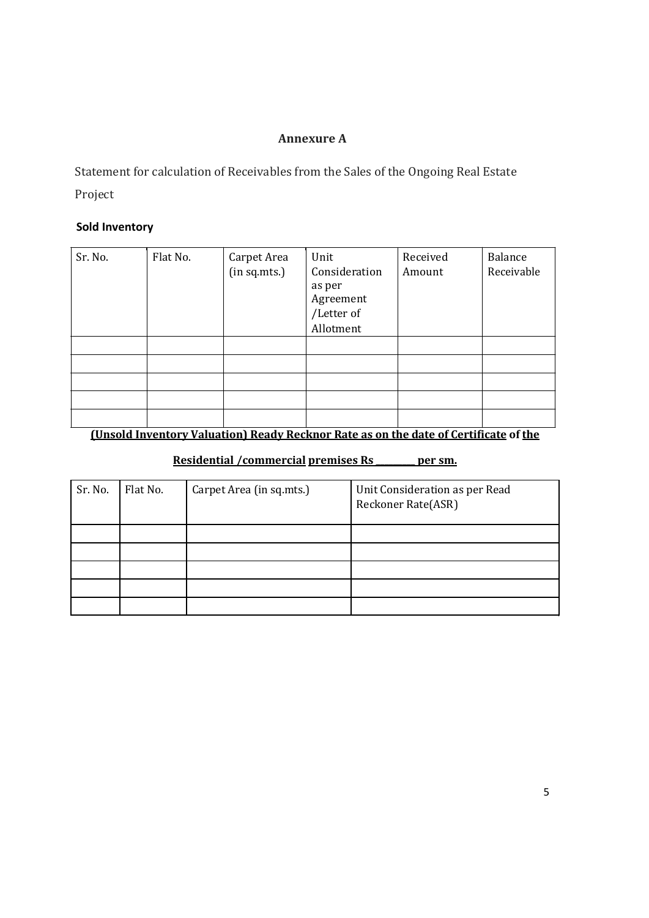## Annexure A

Statement for calculation of Receivables from the Sales of the Ongoing Real Estate Project

**Sold Inventory**

| Sr. No. | Flat No. | Carpet Area (in sq.mts.) | Unit Consideration as per Agreement /Letter of Allotment | Received Amount | Balance Receivable |
|---|---|---|---|---|---|
| | | | | | |
| | | | | | |
| | | | | | |
| | | | | | |
| | | | | | |

**(Unsold Inventory Valuation) Ready Recknor Rate as on the date of Certificate of the Residential /commercial premises Rs ________ per sm.**

| Sr. No. | Flat No. | Carpet Area (in sq.mts.) | Unit Consideration as per Read Reckoner Rate(ASR) |
|---|---|---|---|
| | | | |
| | | | |
| | | | |
| | | | |
| | | | |